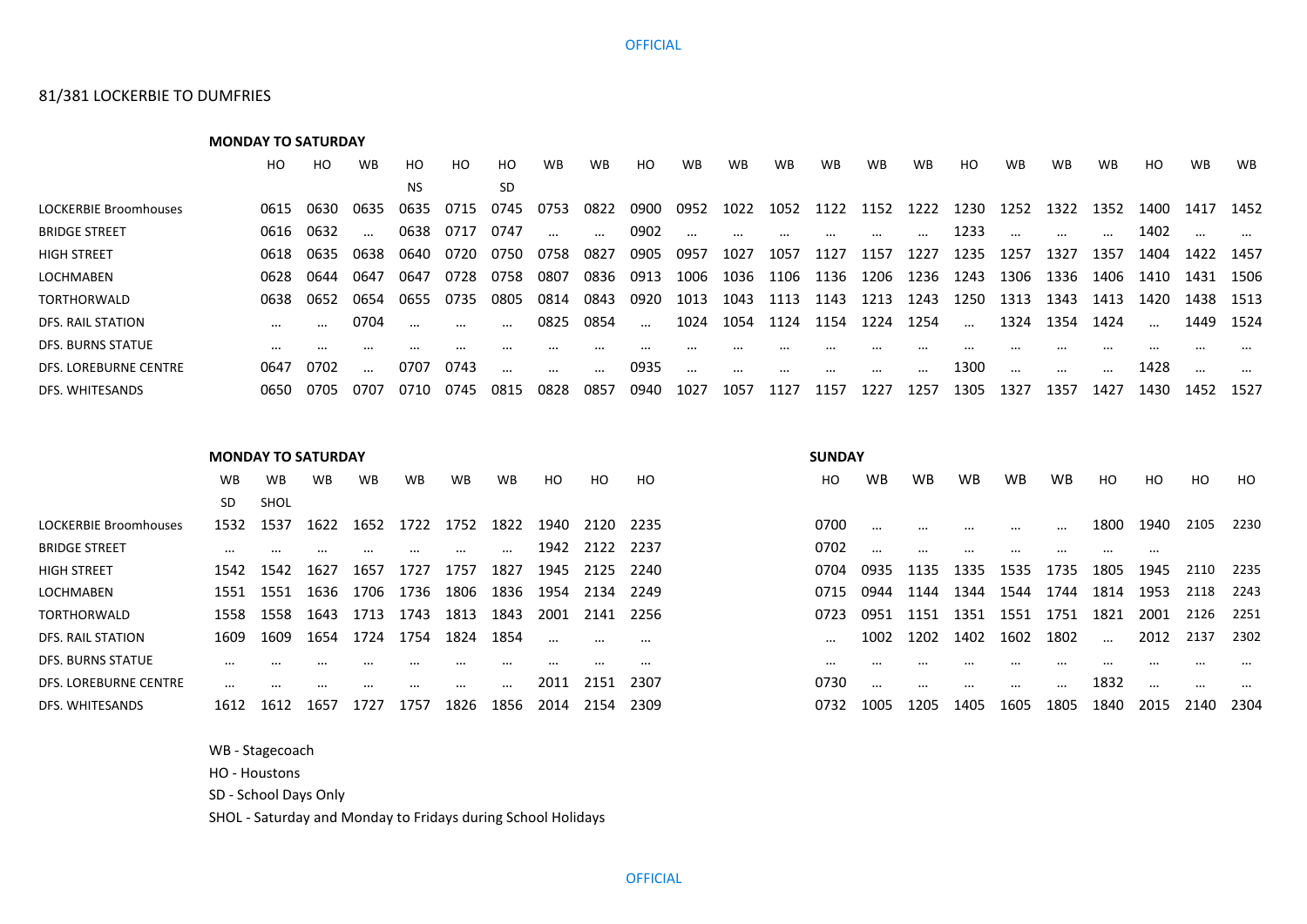# 81/381 LOCKERBIE TO DUMFRIES

**MONDAY TO SATURDAY**

| | HO | HO | WB | HO | HO | HO | WB | WB | HO | WB | WB | WB | WB | WB | WB | HO | WB | WB | WB | HO | WB | WB |
|---|---|---|---|---|---|---|---|---|---|---|---|---|---|---|---|---|---|---|---|---|---|---|
| | | | | NS | | SD | | | | | | | | | | | | | | | | |
| LOCKERBIE Broomhouses | 0615 | 0630 | 0635 | 0635 | 0715 | 0745 | 0753 | 0822 | 0900 | 0952 | 1022 | 1052 | 1122 | 1152 | 1222 | 1230 | 1252 | 1322 | 1352 | 1400 | 1417 | 1452 |
| BRIDGE STREET | 0616 | 0632 | ... | 0638 | 0717 | 0747 | ... | ... | 0902 | ... | ... | ... | ... | ... | ... | 1233 | ... | ... | ... | 1402 | ... | ... |
| HIGH STREET | 0618 | 0635 | 0638 | 0640 | 0720 | 0750 | 0758 | 0827 | 0905 | 0957 | 1027 | 1057 | 1127 | 1157 | 1227 | 1235 | 1257 | 1327 | 1357 | 1404 | 1422 | 1457 |
| LOCHMABEN | 0628 | 0644 | 0647 | 0647 | 0728 | 0758 | 0807 | 0836 | 0913 | 1006 | 1036 | 1106 | 1136 | 1206 | 1236 | 1243 | 1306 | 1336 | 1406 | 1410 | 1431 | 1506 |
| TORTHORWALD | 0638 | 0652 | 0654 | 0655 | 0735 | 0805 | 0814 | 0843 | 0920 | 1013 | 1043 | 1113 | 1143 | 1213 | 1243 | 1250 | 1313 | 1343 | 1413 | 1420 | 1438 | 1513 |
| DFS. RAIL STATION | ... | ... | 0704 | ... | ... | ... | 0825 | 0854 | ... | 1024 | 1054 | 1124 | 1154 | 1224 | 1254 | ... | 1324 | 1354 | 1424 | ... | 1449 | 1524 |
| DFS. BURNS STATUE | ... | ... | ... | ... | ... | ... | ... | ... | ... | ... | ... | ... | ... | ... | ... | ... | ... | ... | ... | ... | ... | ... |
| DFS. LOREBURNE CENTRE | 0647 | 0702 | ... | 0707 | 0743 | ... | ... | ... | 0935 | ... | ... | ... | ... | ... | ... | 1300 | ... | ... | ... | 1428 | ... | ... |
| DFS. WHITESANDS | 0650 | 0705 | 0707 | 0710 | 0745 | 0815 | 0828 | 0857 | 0940 | 1027 | 1057 | 1127 | 1157 | 1227 | 1257 | 1305 | 1327 | 1357 | 1427 | 1430 | 1452 | 1527 |

**MONDAY TO SATURDAY**

| | WB | WB | WB | WB | WB | WB | WB | HO | HO | HO |
|---|---|---|---|---|---|---|---|---|---|---|
| | SD | SHOL | | | | | | | | |
| LOCKERBIE Broomhouses | 1532 | 1537 | 1622 | 1652 | 1722 | 1752 | 1822 | 1940 | 2120 | 2235 |
| BRIDGE STREET | ... | ... | ... | ... | ... | ... | ... | 1942 | 2122 | 2237 |
| HIGH STREET | 1542 | 1542 | 1627 | 1657 | 1727 | 1757 | 1827 | 1945 | 2125 | 2240 |
| LOCHMABEN | 1551 | 1551 | 1636 | 1706 | 1736 | 1806 | 1836 | 1954 | 2134 | 2249 |
| TORTHORWALD | 1558 | 1558 | 1643 | 1713 | 1743 | 1813 | 1843 | 2001 | 2141 | 2256 |
| DFS. RAIL STATION | 1609 | 1609 | 1654 | 1724 | 1754 | 1824 | 1854 | ... | ... | ... |
| DFS. BURNS STATUE | ... | ... | ... | ... | ... | ... | ... | ... | ... | ... |
| DFS. LOREBURNE CENTRE | ... | ... | ... | ... | ... | ... | ... | 2011 | 2151 | 2307 |
| DFS. WHITESANDS | 1612 | 1612 | 1657 | 1727 | 1757 | 1826 | 1856 | 2014 | 2154 | 2309 |

**SUNDAY**

| | HO | WB | WB | WB | WB | WB | HO | HO | HO | HO |
|---|---|---|---|---|---|---|---|---|---|---|
| LOCKERBIE Broomhouses | 0700 | ... | ... | ... | ... | ... | 1800 | 1940 | 2105 | 2230 |
| BRIDGE STREET | 0702 | ... | ... | ... | ... | ... | ... | ... | | |
| HIGH STREET | 0704 | 0935 | 1135 | 1335 | 1535 | 1735 | 1805 | 1945 | 2110 | 2235 |
| LOCHMABEN | 0715 | 0944 | 1144 | 1344 | 1544 | 1744 | 1814 | 1953 | 2118 | 2243 |
| TORTHORWALD | 0723 | 0951 | 1151 | 1351 | 1551 | 1751 | 1821 | 2001 | 2126 | 2251 |
| DFS. RAIL STATION | ... | 1002 | 1202 | 1402 | 1602 | 1802 | ... | 2012 | 2137 | 2302 |
| DFS. BURNS STATUE | ... | ... | ... | ... | ... | ... | ... | ... | ... | ... |
| DFS. LOREBURNE CENTRE | 0730 | ... | ... | ... | ... | ... | 1832 | ... | ... | ... |
| DFS. WHITESANDS | 0732 | 1005 | 1205 | 1405 | 1605 | 1805 | 1840 | 2015 | 2140 | 2304 |

WB - Stagecoach

HO - Houstons

SD - School Days Only

SHOL - Saturday and Monday to Fridays during School Holidays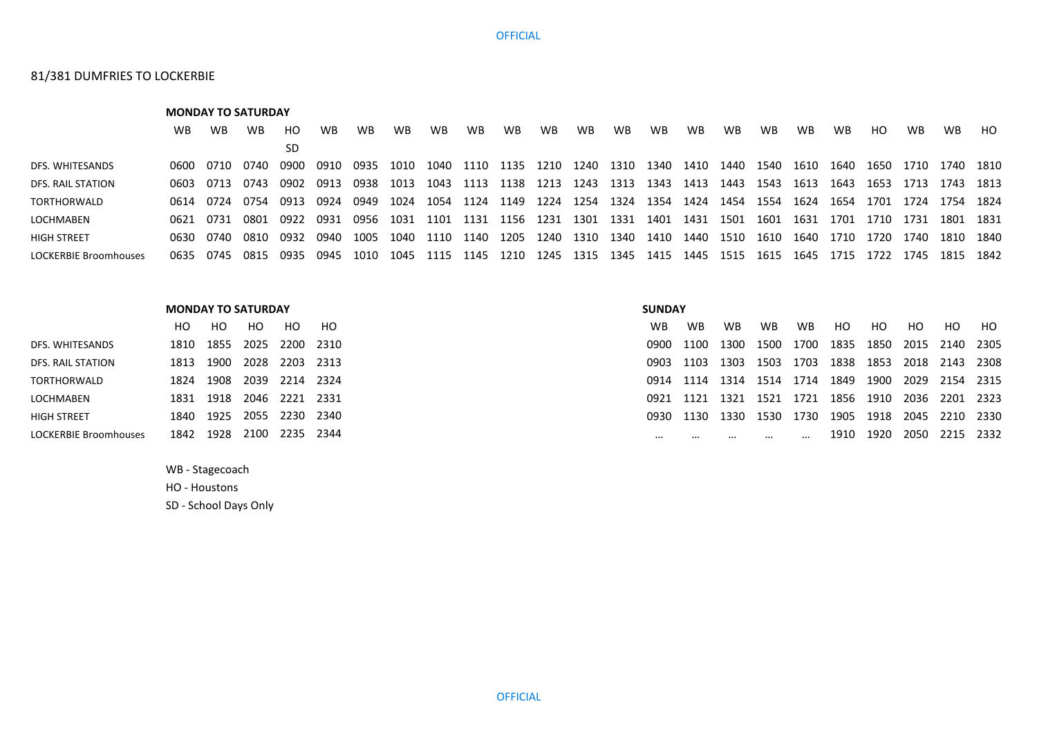81/381 DUMFRIES TO LOCKERBIE

**MONDAY TO SATURDAY**

| | WB | WB | WB | HO | WB | WB | WB | WB | WB | WB | WB | WB | WB | WB | WB | WB | WB | WB | WB | HO | WB | WB | HO |
|---|---|---|---|---|---|---|---|---|---|---|---|---|---|---|---|---|---|---|---|---|---|---|---|
| | | | | SD | | | | | | | | | | | | | | | | | | | |
| DFS. WHITESANDS | 0600 | 0710 | 0740 | 0900 | 0910 | 0935 | 1010 | 1040 | 1110 | 1135 | 1210 | 1240 | 1310 | 1340 | 1410 | 1440 | 1540 | 1610 | 1640 | 1650 | 1710 | 1740 | 1810 |
| DFS. RAIL STATION | 0603 | 0713 | 0743 | 0902 | 0913 | 0938 | 1013 | 1043 | 1113 | 1138 | 1213 | 1243 | 1313 | 1343 | 1413 | 1443 | 1543 | 1613 | 1643 | 1653 | 1713 | 1743 | 1813 |
| TORTHORWALD | 0614 | 0724 | 0754 | 0913 | 0924 | 0949 | 1024 | 1054 | 1124 | 1149 | 1224 | 1254 | 1324 | 1354 | 1424 | 1454 | 1554 | 1624 | 1654 | 1701 | 1724 | 1754 | 1824 |
| LOCHMABEN | 0621 | 0731 | 0801 | 0922 | 0931 | 0956 | 1031 | 1101 | 1131 | 1156 | 1231 | 1301 | 1331 | 1401 | 1431 | 1501 | 1601 | 1631 | 1701 | 1710 | 1731 | 1801 | 1831 |
| HIGH STREET | 0630 | 0740 | 0810 | 0932 | 0940 | 1005 | 1040 | 1110 | 1140 | 1205 | 1240 | 1310 | 1340 | 1410 | 1440 | 1510 | 1610 | 1640 | 1710 | 1720 | 1740 | 1810 | 1840 |
| LOCKERBIE Broomhouses | 0635 | 0745 | 0815 | 0935 | 0945 | 1010 | 1045 | 1115 | 1145 | 1210 | 1245 | 1315 | 1345 | 1415 | 1445 | 1515 | 1615 | 1645 | 1715 | 1722 | 1745 | 1815 | 1842 |

**MONDAY TO SATURDAY**

| | HO | HO | HO | HO | HO |
|---|---|---|---|---|---|
| DFS. WHITESANDS | 1810 | 1855 | 2025 | 2200 | 2310 |
| DFS. RAIL STATION | 1813 | 1900 | 2028 | 2203 | 2313 |
| TORTHORWALD | 1824 | 1908 | 2039 | 2214 | 2324 |
| LOCHMABEN | 1831 | 1918 | 2046 | 2221 | 2331 |
| HIGH STREET | 1840 | 1925 | 2055 | 2230 | 2340 |
| LOCKERBIE Broomhouses | 1842 | 1928 | 2100 | 2235 | 2344 |

**SUNDAY**

| | WB | WB | WB | WB | WB | HO | HO | HO | HO | HO |
|---|---|---|---|---|---|---|---|---|---|---|
| DFS. WHITESANDS | 0900 | 1100 | 1300 | 1500 | 1700 | 1835 | 1850 | 2015 | 2140 | 2305 |
| DFS. RAIL STATION | 0903 | 1103 | 1303 | 1503 | 1703 | 1838 | 1853 | 2018 | 2143 | 2308 |
| TORTHORWALD | 0914 | 1114 | 1314 | 1514 | 1714 | 1849 | 1900 | 2029 | 2154 | 2315 |
| LOCHMABEN | 0921 | 1121 | 1321 | 1521 | 1721 | 1856 | 1910 | 2036 | 2201 | 2323 |
| HIGH STREET | 0930 | 1130 | 1330 | 1530 | 1730 | 1905 | 1918 | 2045 | 2210 | 2330 |
| LOCKERBIE Broomhouses | ... | ... | ... | ... | ... | 1910 | 1920 | 2050 | 2215 | 2332 |

WB - Stagecoach
HO - Houstons
SD - School Days Only